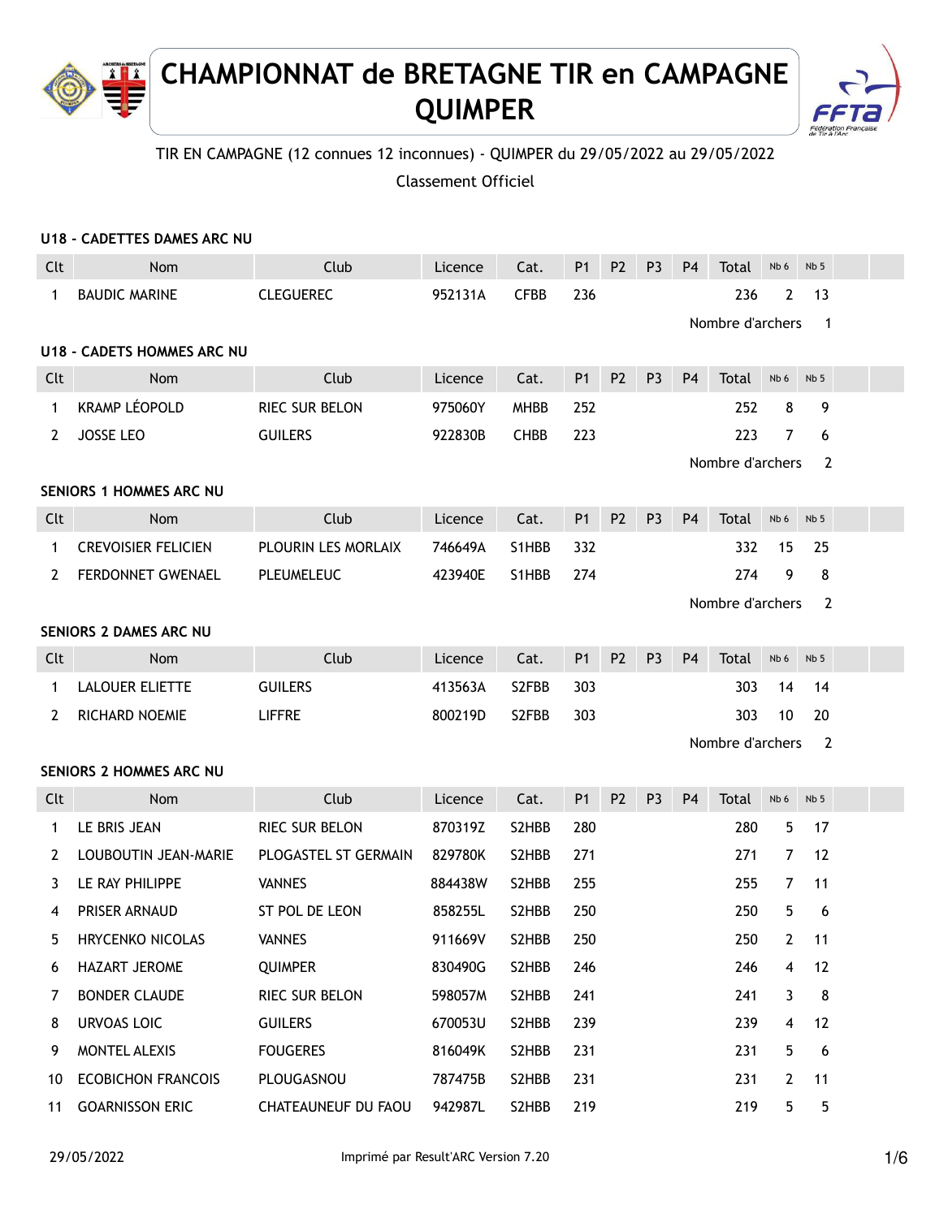# CHAMPIONNAT de BRETAGNE TIR en CAMPAGNE QUIMPER

TIR EN CAMPAGNE (12 connues 12 inconnues) - QUIMPER du 29/05/2022 au 29/05/2022

Classement Officiel

### U18 - CADETTES DAMES ARC NU

| Clt | Nom | Club | Licence | Cat. | P1 | P2 | P3 | P4 | Total | Nb 6 | Nb 5 |
|---|---|---|---|---|---|---|---|---|---|---|---|
| 1 | BAUDIC MARINE | CLEGUEREC | 952131A | CFBB | 236 | | | | 236 | 2 | 13 |

Nombre d'archers 1

### U18 - CADETS HOMMES ARC NU

| Clt | Nom | Club | Licence | Cat. | P1 | P2 | P3 | P4 | Total | Nb 6 | Nb 5 |
|---|---|---|---|---|---|---|---|---|---|---|---|
| 1 | KRAMP LÉOPOLD | RIEC SUR BELON | 975060Y | MHBB | 252 | | | | 252 | 8 | 9 |
| 2 | JOSSE LEO | GUILERS | 922830B | CHBB | 223 | | | | 223 | 7 | 6 |

Nombre d'archers 2

### SENIORS 1 HOMMES ARC NU

| Clt | Nom | Club | Licence | Cat. | P1 | P2 | P3 | P4 | Total | Nb 6 | Nb 5 |
|---|---|---|---|---|---|---|---|---|---|---|---|
| 1 | CREVOISIER FELICIEN | PLOURIN LES MORLAIX | 746649A | S1HBB | 332 | | | | 332 | 15 | 25 |
| 2 | FERDONNET GWENAEL | PLEUMELEUC | 423940E | S1HBB | 274 | | | | 274 | 9 | 8 |

Nombre d'archers 2

### SENIORS 2 DAMES ARC NU

| Clt | Nom | Club | Licence | Cat. | P1 | P2 | P3 | P4 | Total | Nb 6 | Nb 5 |
|---|---|---|---|---|---|---|---|---|---|---|---|
| 1 | LALOUER ELIETTE | GUILERS | 413563A | S2FBB | 303 | | | | 303 | 14 | 14 |
| 2 | RICHARD NOEMIE | LIFFRE | 800219D | S2FBB | 303 | | | | 303 | 10 | 20 |

Nombre d'archers 2

### SENIORS 2 HOMMES ARC NU

| Clt | Nom | Club | Licence | Cat. | P1 | P2 | P3 | P4 | Total | Nb 6 | Nb 5 |
|---|---|---|---|---|---|---|---|---|---|---|---|
| 1 | LE BRIS JEAN | RIEC SUR BELON | 870319Z | S2HBB | 280 | | | | 280 | 5 | 17 |
| 2 | LOUBOUTIN JEAN-MARIE | PLOGASTEL ST GERMAIN | 829780K | S2HBB | 271 | | | | 271 | 7 | 12 |
| 3 | LE RAY PHILIPPE | VANNES | 884438W | S2HBB | 255 | | | | 255 | 7 | 11 |
| 4 | PRISER ARNAUD | ST POL DE LEON | 858255L | S2HBB | 250 | | | | 250 | 5 | 6 |
| 5 | HRYCENKO NICOLAS | VANNES | 911669V | S2HBB | 250 | | | | 250 | 2 | 11 |
| 6 | HAZART JEROME | QUIMPER | 830490G | S2HBB | 246 | | | | 246 | 4 | 12 |
| 7 | BONDER CLAUDE | RIEC SUR BELON | 598057M | S2HBB | 241 | | | | 241 | 3 | 8 |
| 8 | URVOAS LOIC | GUILERS | 670053U | S2HBB | 239 | | | | 239 | 4 | 12 |
| 9 | MONTEL ALEXIS | FOUGERES | 816049K | S2HBB | 231 | | | | 231 | 5 | 6 |
| 10 | ECOBICHON FRANCOIS | PLOUGASNOU | 787475B | S2HBB | 231 | | | | 231 | 2 | 11 |
| 11 | GOARNISSON ERIC | CHATEAUNEUF DU FAOU | 942987L | S2HBB | 219 | | | | 219 | 5 | 5 |

29/05/2022 Imprimé par Result'ARC Version 7.20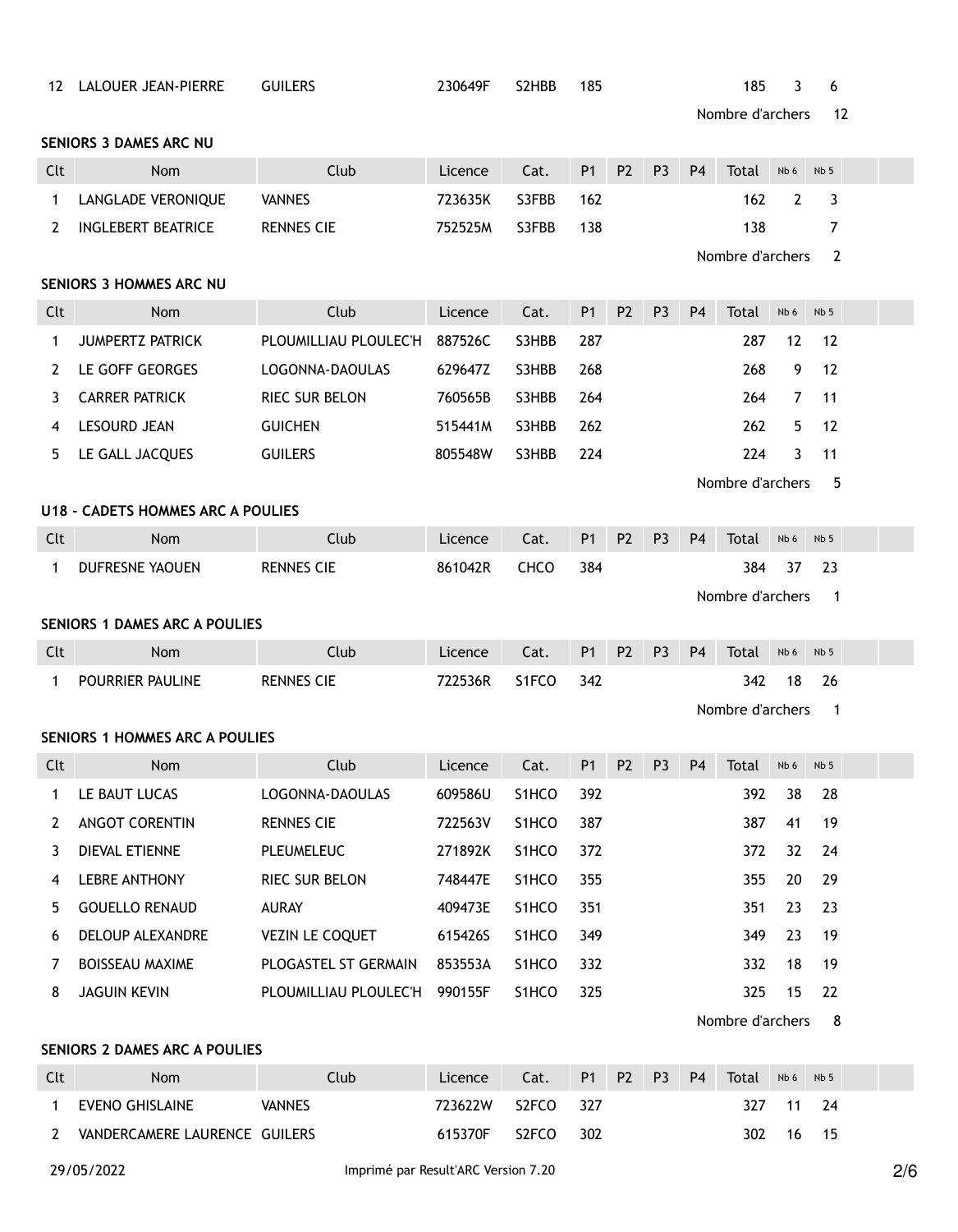| 12 | LALOUER JEAN-PIERRE | GUILERS | 230649F | S2HBB | 185 | | | | 185 | 3 | 6 |
|---|---|---|---|---|---|---|---|---|---|---|---|

Nombre d'archers 12

### SENIORS 3 DAMES ARC NU

| Clt | Nom | Club | Licence | Cat. | P1 | P2 | P3 | P4 | Total | Nb 6 | Nb 5 |
|---|---|---|---|---|---|---|---|---|---|---|---|
| 1 | LANGLADE VERONIQUE | VANNES | 723635K | S3FBB | 162 | | | | 162 | 2 | 3 |
| 2 | INGLEBERT BEATRICE | RENNES CIE | 752525M | S3FBB | 138 | | | | 138 | | 7 |

Nombre d'archers 2

### SENIORS 3 HOMMES ARC NU

| Clt | Nom | Club | Licence | Cat. | P1 | P2 | P3 | P4 | Total | Nb 6 | Nb 5 |
|---|---|---|---|---|---|---|---|---|---|---|---|
| 1 | JUMPERTZ PATRICK | PLOUMILLIAU PLOULEC'H | 887526C | S3HBB | 287 | | | | 287 | 12 | 12 |
| 2 | LE GOFF GEORGES | LOGONNA-DAOULAS | 629647Z | S3HBB | 268 | | | | 268 | 9 | 12 |
| 3 | CARRER PATRICK | RIEC SUR BELON | 760565B | S3HBB | 264 | | | | 264 | 7 | 11 |
| 4 | LESOURD JEAN | GUICHEN | 515441M | S3HBB | 262 | | | | 262 | 5 | 12 |
| 5 | LE GALL JACQUES | GUILERS | 805548W | S3HBB | 224 | | | | 224 | 3 | 11 |

Nombre d'archers 5

### U18 - CADETS HOMMES ARC A POULIES

| Clt | Nom | Club | Licence | Cat. | P1 | P2 | P3 | P4 | Total | Nb 6 | Nb 5 |
|---|---|---|---|---|---|---|---|---|---|---|---|
| 1 | DUFRESNE YAOUEN | RENNES CIE | 861042R | CHCO | 384 | | | | 384 | 37 | 23 |

Nombre d'archers 1

### SENIORS 1 DAMES ARC A POULIES

| Clt | Nom | Club | Licence | Cat. | P1 | P2 | P3 | P4 | Total | Nb 6 | Nb 5 |
|---|---|---|---|---|---|---|---|---|---|---|---|
| 1 | POURRIER PAULINE | RENNES CIE | 722536R | S1FCO | 342 | | | | 342 | 18 | 26 |

Nombre d'archers 1

### SENIORS 1 HOMMES ARC A POULIES

| Clt | Nom | Club | Licence | Cat. | P1 | P2 | P3 | P4 | Total | Nb 6 | Nb 5 |
|---|---|---|---|---|---|---|---|---|---|---|---|
| 1 | LE BAUT LUCAS | LOGONNA-DAOULAS | 609586U | S1HCO | 392 | | | | 392 | 38 | 28 |
| 2 | ANGOT CORENTIN | RENNES CIE | 722563V | S1HCO | 387 | | | | 387 | 41 | 19 |
| 3 | DIEVAL ETIENNE | PLEUMELEUC | 271892K | S1HCO | 372 | | | | 372 | 32 | 24 |
| 4 | LEBRE ANTHONY | RIEC SUR BELON | 748447E | S1HCO | 355 | | | | 355 | 20 | 29 |
| 5 | GOUELLO RENAUD | AURAY | 409473E | S1HCO | 351 | | | | 351 | 23 | 23 |
| 6 | DELOUP ALEXANDRE | VEZIN LE COQUET | 615426S | S1HCO | 349 | | | | 349 | 23 | 19 |
| 7 | BOISSEAU MAXIME | PLOGASTEL ST GERMAIN | 853553A | S1HCO | 332 | | | | 332 | 18 | 19 |
| 8 | JAGUIN KEVIN | PLOUMILLIAU PLOULEC'H | 990155F | S1HCO | 325 | | | | 325 | 15 | 22 |

Nombre d'archers 8

### SENIORS 2 DAMES ARC A POULIES

| Clt | Nom | Club | Licence | Cat. | P1 | P2 | P3 | P4 | Total | Nb 6 | Nb 5 |
|---|---|---|---|---|---|---|---|---|---|---|---|
| 1 | EVENO GHISLAINE | VANNES | 723622W | S2FCO | 327 | | | | 327 | 11 | 24 |
| 2 | VANDERCAMERE LAURENCE | GUILERS | 615370F | S2FCO | 302 | | | | 302 | 16 | 15 |

29/05/2022 Imprimé par Result'ARC Version 7.20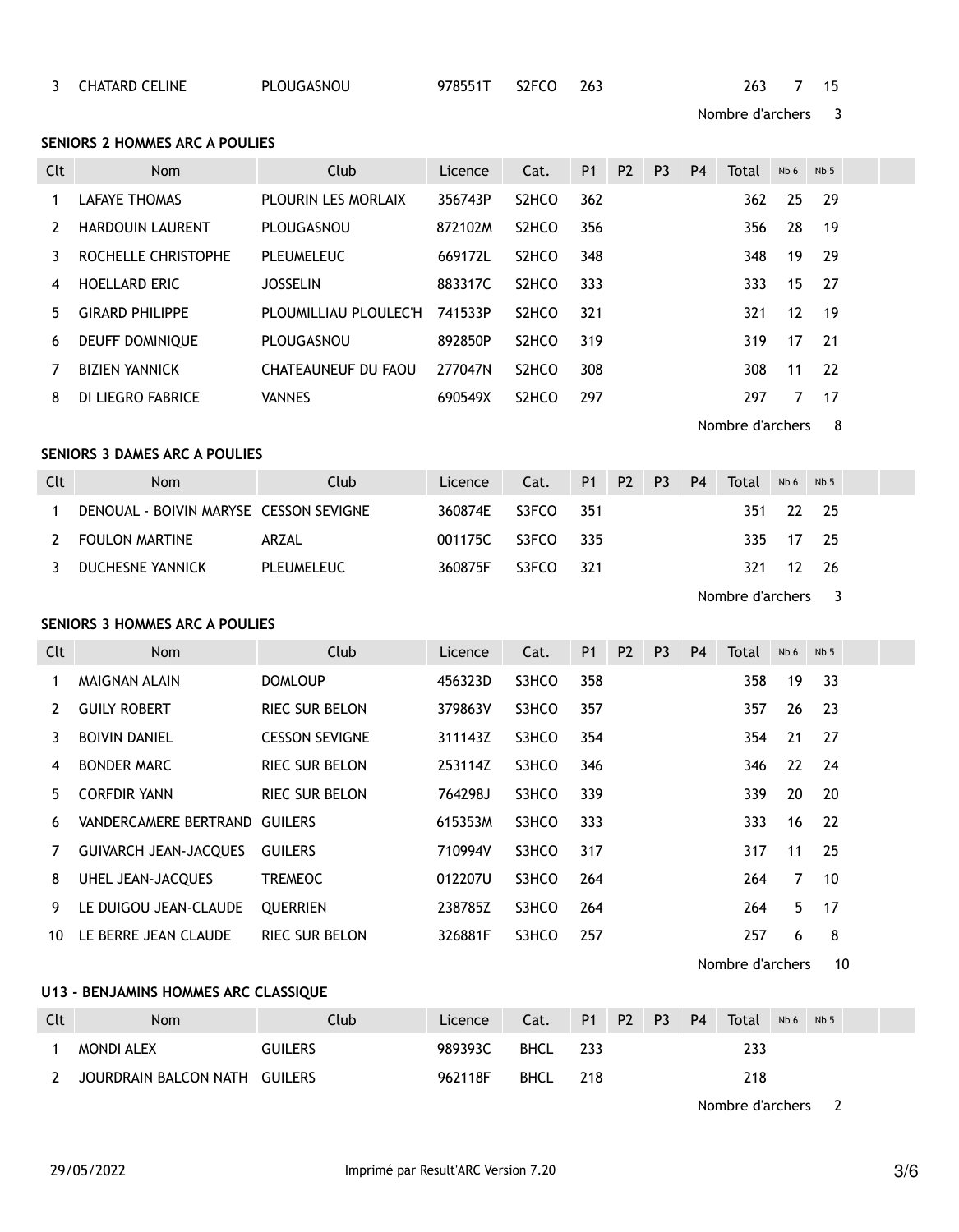| 3 | CHATARD CELINE | PLOUGASNOU | 978551T | S2FCO | 263 | | | | 263 | 7 | 15 |
|---|---|---|---|---|---|---|---|---|---|---|---|

Nombre d'archers 3

### SENIORS 2 HOMMES ARC A POULIES

| Clt | Nom | Club | Licence | Cat. | P1 | P2 | P3 | P4 | Total | Nb 6 | Nb 5 |
|---|---|---|---|---|---|---|---|---|---|---|---|
| 1 | LAFAYE THOMAS | PLOURIN LES MORLAIX | 356743P | S2HCO | 362 | | | | 362 | 25 | 29 |
| 2 | HARDOUIN LAURENT | PLOUGASNOU | 872102M | S2HCO | 356 | | | | 356 | 28 | 19 |
| 3 | ROCHELLE CHRISTOPHE | PLEUMELEUC | 669172L | S2HCO | 348 | | | | 348 | 19 | 29 |
| 4 | HOELLARD ERIC | JOSSELIN | 883317C | S2HCO | 333 | | | | 333 | 15 | 27 |
| 5 | GIRARD PHILIPPE | PLOUMILLIAU PLOULEC'H | 741533P | S2HCO | 321 | | | | 321 | 12 | 19 |
| 6 | DEUFF DOMINIQUE | PLOUGASNOU | 892850P | S2HCO | 319 | | | | 319 | 17 | 21 |
| 7 | BIZIEN YANNICK | CHATEAUNEUF DU FAOU | 277047N | S2HCO | 308 | | | | 308 | 11 | 22 |
| 8 | DI LIEGRO FABRICE | VANNES | 690549X | S2HCO | 297 | | | | 297 | 7 | 17 |

Nombre d'archers 8

### SENIORS 3 DAMES ARC A POULIES

| Clt | Nom | Club | Licence | Cat. | P1 | P2 | P3 | P4 | Total | Nb 6 | Nb 5 |
|---|---|---|---|---|---|---|---|---|---|---|---|
| 1 | DENOUAL - BOIVIN MARYSE | CESSON SEVIGNE | 360874E | S3FCO | 351 | | | | 351 | 22 | 25 |
| 2 | FOULON MARTINE | ARZAL | 001175C | S3FCO | 335 | | | | 335 | 17 | 25 |
| 3 | DUCHESNE YANNICK | PLEUMELEUC | 360875F | S3FCO | 321 | | | | 321 | 12 | 26 |

Nombre d'archers 3

### SENIORS 3 HOMMES ARC A POULIES

| Clt | Nom | Club | Licence | Cat. | P1 | P2 | P3 | P4 | Total | Nb 6 | Nb 5 |
|---|---|---|---|---|---|---|---|---|---|---|---|
| 1 | MAIGNAN ALAIN | DOMLOUP | 456323D | S3HCO | 358 | | | | 358 | 19 | 33 |
| 2 | GUILY ROBERT | RIEC SUR BELON | 379863V | S3HCO | 357 | | | | 357 | 26 | 23 |
| 3 | BOIVIN DANIEL | CESSON SEVIGNE | 311143Z | S3HCO | 354 | | | | 354 | 21 | 27 |
| 4 | BONDER MARC | RIEC SUR BELON | 253114Z | S3HCO | 346 | | | | 346 | 22 | 24 |
| 5 | CORFDIR YANN | RIEC SUR BELON | 764298J | S3HCO | 339 | | | | 339 | 20 | 20 |
| 6 | VANDERCAMERE BERTRAND | GUILERS | 615353M | S3HCO | 333 | | | | 333 | 16 | 22 |
| 7 | GUIVARCH JEAN-JACQUES | GUILERS | 710994V | S3HCO | 317 | | | | 317 | 11 | 25 |
| 8 | UHEL JEAN-JACQUES | TREMEOC | 012207U | S3HCO | 264 | | | | 264 | 7 | 10 |
| 9 | LE DUIGOU JEAN-CLAUDE | QUERRIEN | 238785Z | S3HCO | 264 | | | | 264 | 5 | 17 |
| 10 | LE BERRE JEAN CLAUDE | RIEC SUR BELON | 326881F | S3HCO | 257 | | | | 257 | 6 | 8 |

Nombre d'archers 10

### U13 - BENJAMINS HOMMES ARC CLASSIQUE

| Clt | Nom | Club | Licence | Cat. | P1 | P2 | P3 | P4 | Total | Nb 6 | Nb 5 |
|---|---|---|---|---|---|---|---|---|---|---|---|
| 1 | MONDI ALEX | GUILERS | 989393C | BHCL | 233 | | | | 233 | | |
| 2 | JOURDRAIN BALCON NATH | GUILERS | 962118F | BHCL | 218 | | | | 218 | | |

Nombre d'archers 2

29/05/2022 Imprimé par Result'ARC Version 7.20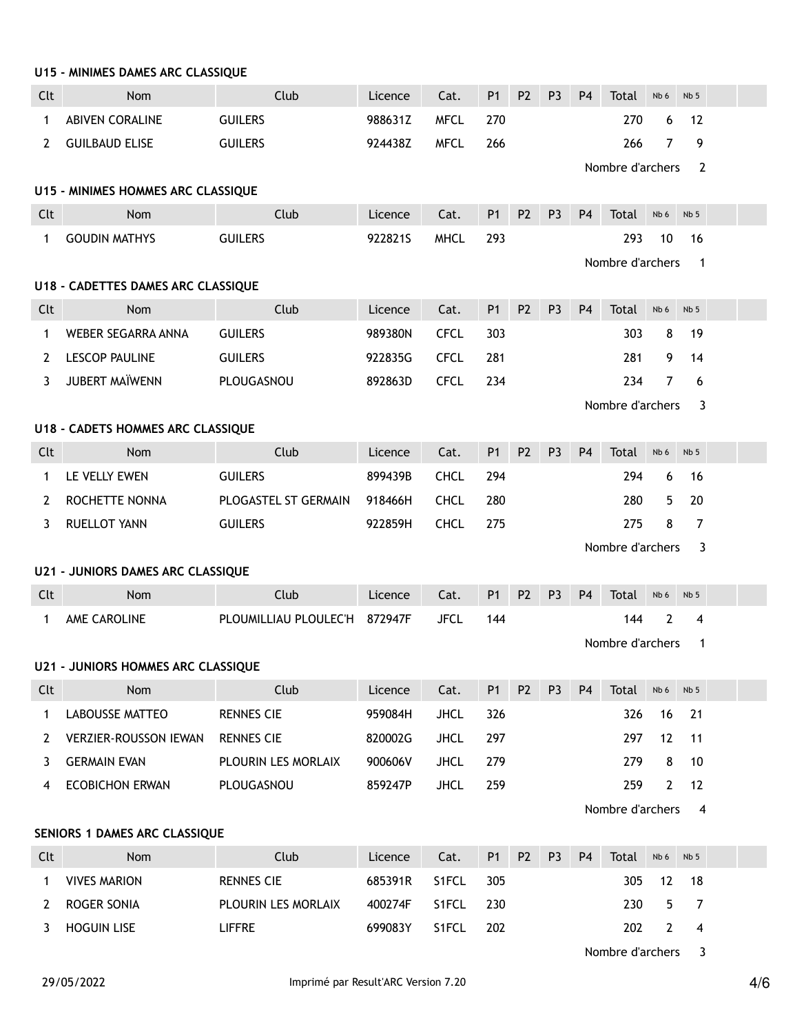### U15 - MINIMES DAMES ARC CLASSIQUE

| Clt | Nom | Club | Licence | Cat. | P1 | P2 | P3 | P4 | Total | Nb 6 | Nb 5 |
|---|---|---|---|---|---|---|---|---|---|---|---|
| 1 | ABIVEN CORALINE | GUILERS | 988631Z | MFCL | 270 | | | | 270 | 6 | 12 |
| 2 | GUILBAUD ELISE | GUILERS | 924438Z | MFCL | 266 | | | | 266 | 7 | 9 |

Nombre d'archers 2

### U15 - MINIMES HOMMES ARC CLASSIQUE

| Clt | Nom | Club | Licence | Cat. | P1 | P2 | P3 | P4 | Total | Nb 6 | Nb 5 |
|---|---|---|---|---|---|---|---|---|---|---|---|
| 1 | GOUDIN MATHYS | GUILERS | 922821S | MHCL | 293 | | | | 293 | 10 | 16 |

Nombre d'archers 1

### U18 - CADETTES DAMES ARC CLASSIQUE

| Clt | Nom | Club | Licence | Cat. | P1 | P2 | P3 | P4 | Total | Nb 6 | Nb 5 |
|---|---|---|---|---|---|---|---|---|---|---|---|
| 1 | WEBER SEGARRA ANNA | GUILERS | 989380N | CFCL | 303 | | | | 303 | 8 | 19 |
| 2 | LESCOP PAULINE | GUILERS | 922835G | CFCL | 281 | | | | 281 | 9 | 14 |
| 3 | JUBERT MAÏWENN | PLOUGASNOU | 892863D | CFCL | 234 | | | | 234 | 7 | 6 |

Nombre d'archers 3

### U18 - CADETS HOMMES ARC CLASSIQUE

| Clt | Nom | Club | Licence | Cat. | P1 | P2 | P3 | P4 | Total | Nb 6 | Nb 5 |
|---|---|---|---|---|---|---|---|---|---|---|---|
| 1 | LE VELLY EWEN | GUILERS | 899439B | CHCL | 294 | | | | 294 | 6 | 16 |
| 2 | ROCHETTE NONNA | PLOGASTEL ST GERMAIN | 918466H | CHCL | 280 | | | | 280 | 5 | 20 |
| 3 | RUELLOT YANN | GUILERS | 922859H | CHCL | 275 | | | | 275 | 8 | 7 |

Nombre d'archers 3

### U21 - JUNIORS DAMES ARC CLASSIQUE

| Clt | Nom | Club | Licence | Cat. | P1 | P2 | P3 | P4 | Total | Nb 6 | Nb 5 |
|---|---|---|---|---|---|---|---|---|---|---|---|
| 1 | AME CAROLINE | PLOUMILLIAU PLOULEC'H | 872947F | JFCL | 144 | | | | 144 | 2 | 4 |

Nombre d'archers 1

### U21 - JUNIORS HOMMES ARC CLASSIQUE

| Clt | Nom | Club | Licence | Cat. | P1 | P2 | P3 | P4 | Total | Nb 6 | Nb 5 |
|---|---|---|---|---|---|---|---|---|---|---|---|
| 1 | LABOUSSE MATTEO | RENNES CIE | 959084H | JHCL | 326 | | | | 326 | 16 | 21 |
| 2 | VERZIER-ROUSSON IEWAN | RENNES CIE | 820002G | JHCL | 297 | | | | 297 | 12 | 11 |
| 3 | GERMAIN EVAN | PLOURIN LES MORLAIX | 900606V | JHCL | 279 | | | | 279 | 8 | 10 |
| 4 | ECOBICHON ERWAN | PLOUGASNOU | 859247P | JHCL | 259 | | | | 259 | 2 | 12 |

Nombre d'archers 4

### SENIORS 1 DAMES ARC CLASSIQUE

| Clt | Nom | Club | Licence | Cat. | P1 | P2 | P3 | P4 | Total | Nb 6 | Nb 5 |
|---|---|---|---|---|---|---|---|---|---|---|---|
| 1 | VIVES MARION | RENNES CIE | 685391R | S1FCL | 305 | | | | 305 | 12 | 18 |
| 2 | ROGER SONIA | PLOURIN LES MORLAIX | 400274F | S1FCL | 230 | | | | 230 | 5 | 7 |
| 3 | HOGUIN LISE | LIFFRE | 699083Y | S1FCL | 202 | | | | 202 | 2 | 4 |

Nombre d'archers 3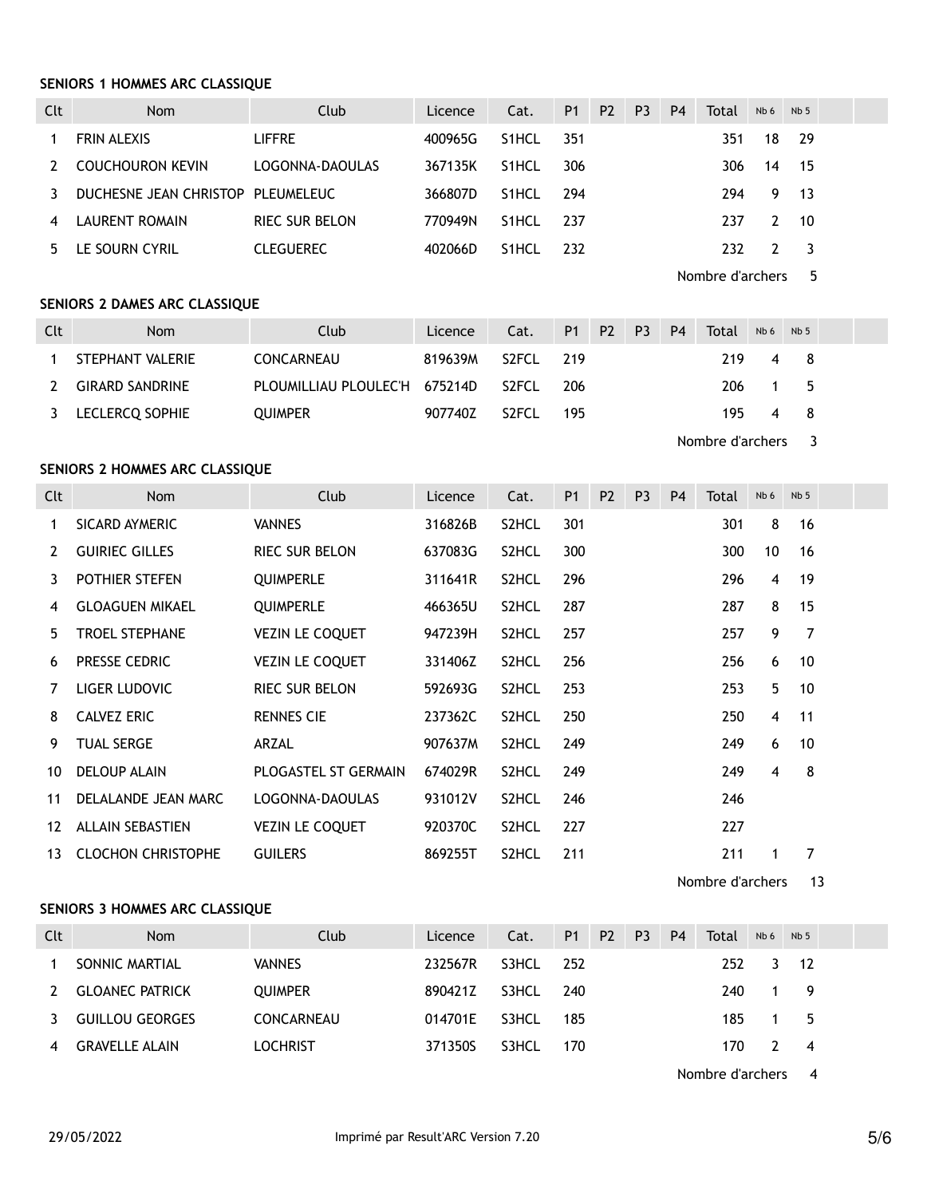### SENIORS 1 HOMMES ARC CLASSIQUE

| Clt | Nom | Club | Licence | Cat. | P1 | P2 | P3 | P4 | Total | Nb 6 | Nb 5 | | |
|---|---|---|---|---|---|---|---|---|---|---|---|---|---|
| 1 | FRIN ALEXIS | LIFFRE | 400965G | S1HCL | 351 | | | | 351 | 18 | 29 | | |
| 2 | COUCHOURON KEVIN | LOGONNA-DAOULAS | 367135K | S1HCL | 306 | | | | 306 | 14 | 15 | | |
| 3 | DUCHESNE JEAN CHRISTOP | PLEUMELEUC | 366807D | S1HCL | 294 | | | | 294 | 9 | 13 | | |
| 4 | LAURENT ROMAIN | RIEC SUR BELON | 770949N | S1HCL | 237 | | | | 237 | 2 | 10 | | |
| 5 | LE SOURN CYRIL | CLEGUEREC | 402066D | S1HCL | 232 | | | | 232 | 2 | 3 | | |

Nombre d'archers 5

### SENIORS 2 DAMES ARC CLASSIQUE

| Clt | Nom | Club | Licence | Cat. | P1 | P2 | P3 | P4 | Total | Nb 6 | Nb 5 | | |
|---|---|---|---|---|---|---|---|---|---|---|---|---|---|
| 1 | STEPHANT VALERIE | CONCARNEAU | 819639M | S2FCL | 219 | | | | 219 | 4 | 8 | | |
| 2 | GIRARD SANDRINE | PLOUMILLIAU PLOULEC'H | 675214D | S2FCL | 206 | | | | 206 | 1 | 5 | | |
| 3 | LECLERCQ SOPHIE | QUIMPER | 907740Z | S2FCL | 195 | | | | 195 | 4 | 8 | | |

Nombre d'archers 3

### SENIORS 2 HOMMES ARC CLASSIQUE

| Clt | Nom | Club | Licence | Cat. | P1 | P2 | P3 | P4 | Total | Nb 6 | Nb 5 | | |
|---|---|---|---|---|---|---|---|---|---|---|---|---|---|
| 1 | SICARD AYMERIC | VANNES | 316826B | S2HCL | 301 | | | | 301 | 8 | 16 | | |
| 2 | GUIRIEC GILLES | RIEC SUR BELON | 637083G | S2HCL | 300 | | | | 300 | 10 | 16 | | |
| 3 | POTHIER STEFEN | QUIMPERLE | 311641R | S2HCL | 296 | | | | 296 | 4 | 19 | | |
| 4 | GLOAGUEN MIKAEL | QUIMPERLE | 466365U | S2HCL | 287 | | | | 287 | 8 | 15 | | |
| 5 | TROEL STEPHANE | VEZIN LE COQUET | 947239H | S2HCL | 257 | | | | 257 | 9 | 7 | | |
| 6 | PRESSE CEDRIC | VEZIN LE COQUET | 331406Z | S2HCL | 256 | | | | 256 | 6 | 10 | | |
| 7 | LIGER LUDOVIC | RIEC SUR BELON | 592693G | S2HCL | 253 | | | | 253 | 5 | 10 | | |
| 8 | CALVEZ ERIC | RENNES CIE | 237362C | S2HCL | 250 | | | | 250 | 4 | 11 | | |
| 9 | TUAL SERGE | ARZAL | 907637M | S2HCL | 249 | | | | 249 | 6 | 10 | | |
| 10 | DELOUP ALAIN | PLOGASTEL ST GERMAIN | 674029R | S2HCL | 249 | | | | 249 | 4 | 8 | | |
| 11 | DELALANDE JEAN MARC | LOGONNA-DAOULAS | 931012V | S2HCL | 246 | | | | 246 | | | | |
| 12 | ALLAIN SEBASTIEN | VEZIN LE COQUET | 920370C | S2HCL | 227 | | | | 227 | | | | |
| 13 | CLOCHON CHRISTOPHE | GUILERS | 869255T | S2HCL | 211 | | | | 211 | 1 | 7 | | |

Nombre d'archers 13

### SENIORS 3 HOMMES ARC CLASSIQUE

| Clt | Nom | Club | Licence | Cat. | P1 | P2 | P3 | P4 | Total | Nb 6 | Nb 5 | | |
|---|---|---|---|---|---|---|---|---|---|---|---|---|---|
| 1 | SONNIC MARTIAL | VANNES | 232567R | S3HCL | 252 | | | | 252 | 3 | 12 | | |
| 2 | GLOANEC PATRICK | QUIMPER | 890421Z | S3HCL | 240 | | | | 240 | 1 | 9 | | |
| 3 | GUILLOU GEORGES | CONCARNEAU | 014701E | S3HCL | 185 | | | | 185 | 1 | 5 | | |
| 4 | GRAVELLE ALAIN | LOCHRIST | 371350S | S3HCL | 170 | | | | 170 | 2 | 4 | | |

Nombre d'archers 4

29/05/2022 Imprimé par Result'ARC Version 7.20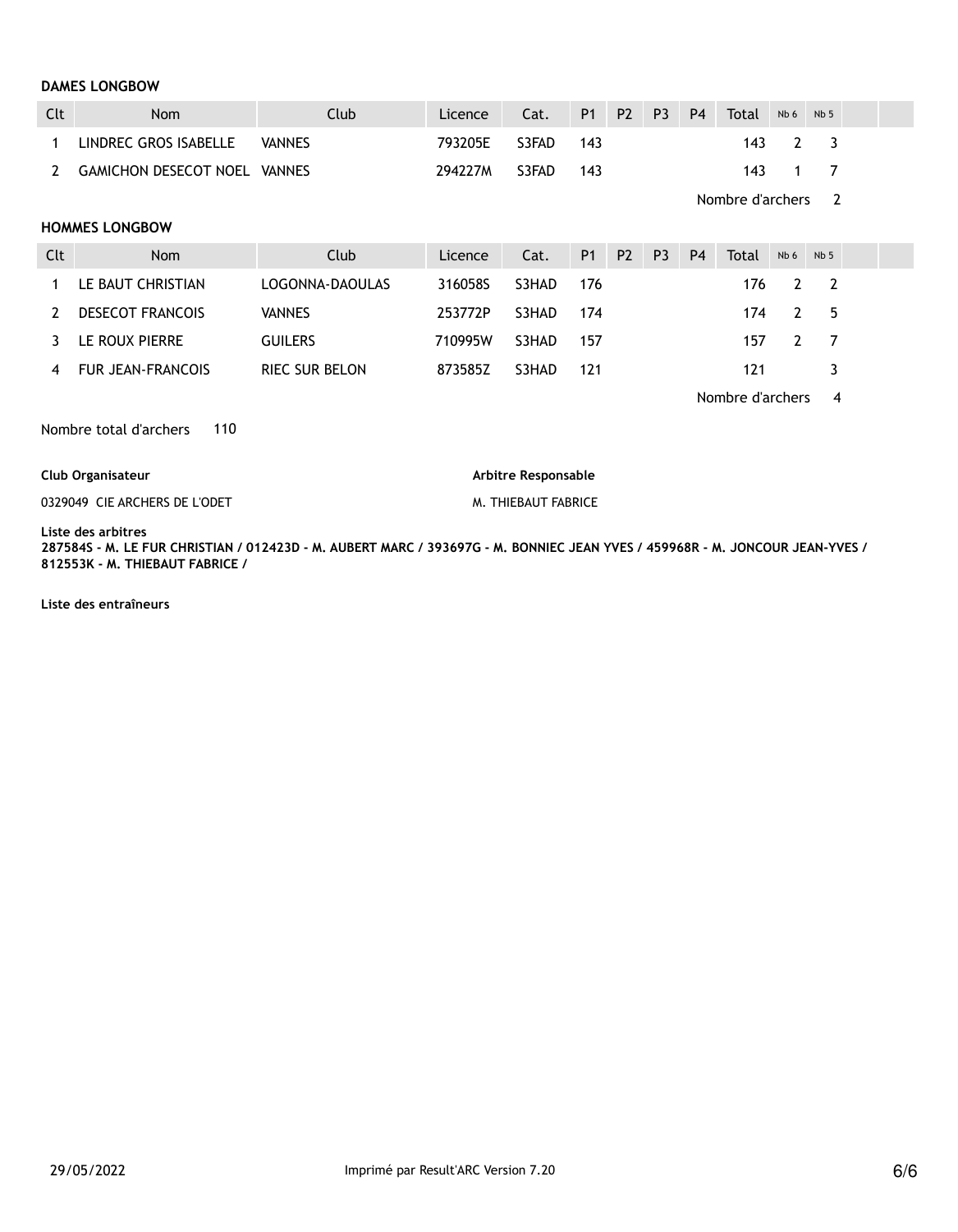**DAMES LONGBOW**

| Clt | Nom | Club | Licence | Cat. | P1 | P2 | P3 | P4 | Total | Nb 6 | Nb 5 | | |
|---|---|---|---|---|---|---|---|---|---|---|---|---|---|
| 1 | LINDREC GROS ISABELLE | VANNES | 793205E | S3FAD | 143 | | | | 143 | 2 | 3 | | |
| 2 | GAMICHON DESECOT NOEL | VANNES | 294227M | S3FAD | 143 | | | | 143 | 1 | 7 | | |

Nombre d'archers 2

**HOMMES LONGBOW**

| Clt | Nom | Club | Licence | Cat. | P1 | P2 | P3 | P4 | Total | Nb 6 | Nb 5 | | |
|---|---|---|---|---|---|---|---|---|---|---|---|---|---|
| 1 | LE BAUT CHRISTIAN | LOGONNA-DAOULAS | 316058S | S3HAD | 176 | | | | 176 | 2 | 2 | | |
| 2 | DESECOT FRANCOIS | VANNES | 253772P | S3HAD | 174 | | | | 174 | 2 | 5 | | |
| 3 | LE ROUX PIERRE | GUILERS | 710995W | S3HAD | 157 | | | | 157 | 2 | 7 | | |
| 4 | FUR JEAN-FRANCOIS | RIEC SUR BELON | 873585Z | S3HAD | 121 | | | | 121 | | 3 | | |

Nombre d'archers 4

Nombre total d'archers 110

**Club Organisateur**

0329049 CIE ARCHERS DE L'ODET

**Arbitre Responsable**

M. THIEBAUT FABRICE

**Liste des arbitres**

**287584S - M. LE FUR CHRISTIAN / 012423D - M. AUBERT MARC / 393697G - M. BONNIEC JEAN YVES / 459968R - M. JONCOUR JEAN-YVES / 812553K - M. THIEBAUT FABRICE /**

**Liste des entraîneurs**

29/05/2022 Imprimé par Result'ARC Version 7.20